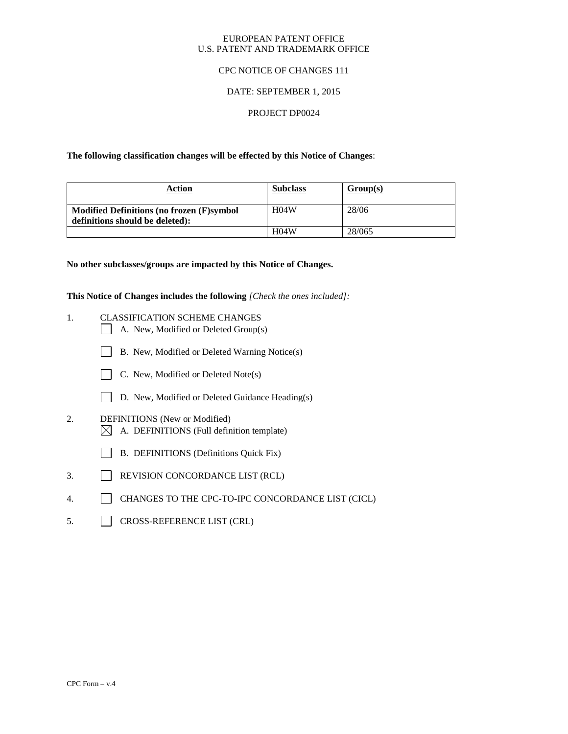EUROPEAN PATENT OFFICE
U.S. PATENT AND TRADEMARK OFFICE

CPC NOTICE OF CHANGES 111

DATE: SEPTEMBER 1, 2015

PROJECT DP0024

**The following classification changes will be effected by this Notice of Changes**:

| Action | Subclass | Group(s) |
|---|---|---|
| **Modified Definitions (no frozen (F)symbol definitions should be deleted):** | H04W | 28/06 |
| | H04W | 28/065 |

**No other subclasses/groups are impacted by this Notice of Changes.**

**This Notice of Changes includes the following** *[Check the ones included]:*

1. CLASSIFICATION SCHEME CHANGES
   - ☐ A. New, Modified or Deleted Group(s)
   - ☐ B. New, Modified or Deleted Warning Notice(s)
   - ☐ C. New, Modified or Deleted Note(s)
   - ☐ D. New, Modified or Deleted Guidance Heading(s)
2. DEFINITIONS (New or Modified)
   - ☒ A. DEFINITIONS (Full definition template)
   - ☐ B. DEFINITIONS (Definitions Quick Fix)
3. ☐ REVISION CONCORDANCE LIST (RCL)
4. ☐ CHANGES TO THE CPC-TO-IPC CONCORDANCE LIST (CICL)
5. ☐ CROSS-REFERENCE LIST (CRL)

CPC Form – v.4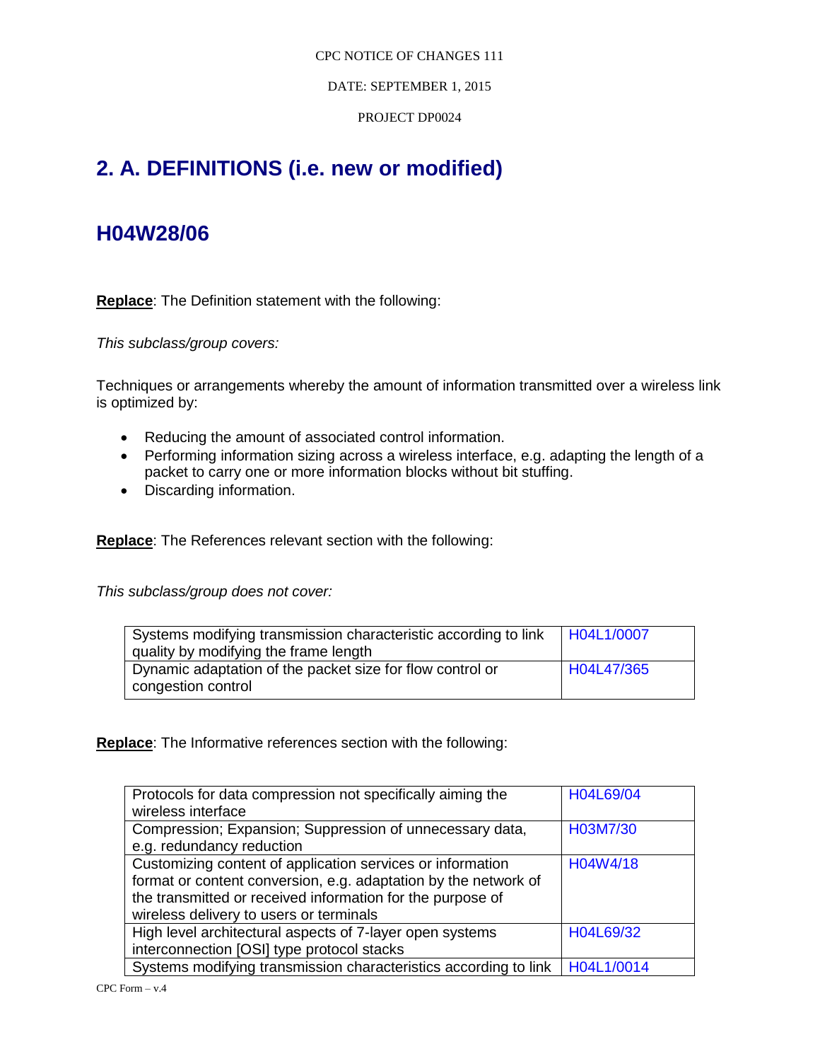# 2. A. DEFINITIONS (i.e. new or modified)

## H04W28/06

**Replace**: The Definition statement with the following:

*This subclass/group covers:*

Techniques or arrangements whereby the amount of information transmitted over a wireless link is optimized by:

- Reducing the amount of associated control information.
- Performing information sizing across a wireless interface, e.g. adapting the length of a packet to carry one or more information blocks without bit stuffing.
- Discarding information.

**Replace**: The References relevant section with the following:

*This subclass/group does not cover:*

| | |
|---|---|
| Systems modifying transmission characteristic according to link quality by modifying the frame length | H04L1/0007 |
| Dynamic adaptation of the packet size for flow control or congestion control | H04L47/365 |

**Replace**: The Informative references section with the following:

| | |
|---|---|
| Protocols for data compression not specifically aiming the wireless interface | H04L69/04 |
| Compression; Expansion; Suppression of unnecessary data, e.g. redundancy reduction | H03M7/30 |
| Customizing content of application services or information format or content conversion, e.g. adaptation by the network of the transmitted or received information for the purpose of wireless delivery to users or terminals | H04W4/18 |
| High level architectural aspects of 7-layer open systems interconnection [OSI] type protocol stacks | H04L69/32 |
| Systems modifying transmission characteristics according to link | H04L1/0014 |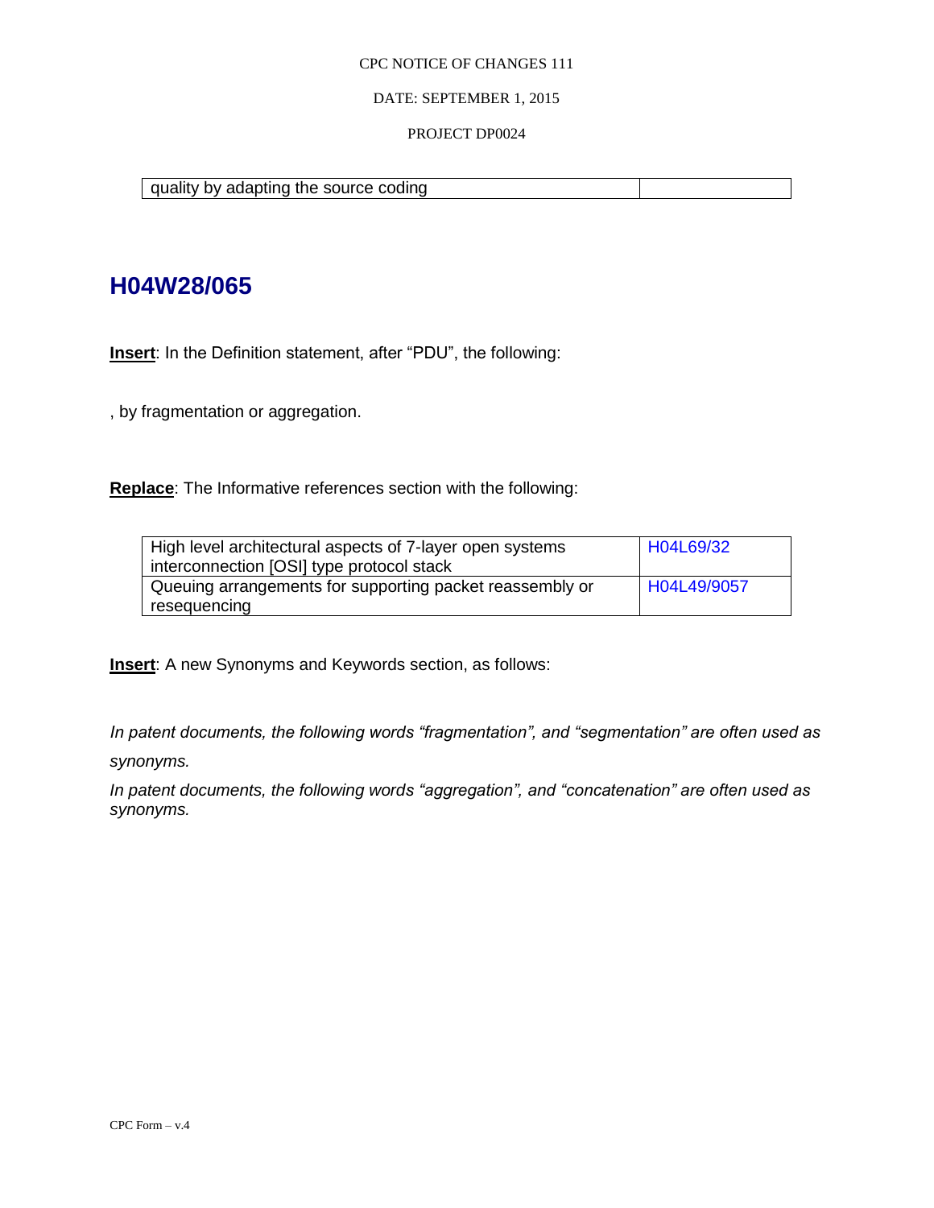| | |
|---|---|
| quality by adapting the source coding | |

# H04W28/065

**Insert**: In the Definition statement, after “PDU”, the following:

, by fragmentation or aggregation.

**Replace**: The Informative references section with the following:

| | |
|---|---|
| High level architectural aspects of 7-layer open systems interconnection [OSI] type protocol stack | H04L69/32 |
| Queuing arrangements for supporting packet reassembly or resequencing | H04L49/9057 |

**Insert**: A new Synonyms and Keywords section, as follows:

*In patent documents, the following words “fragmentation”, and “segmentation” are often used as synonyms.*

*In patent documents, the following words “aggregation”, and “concatenation” are often used as synonyms.*